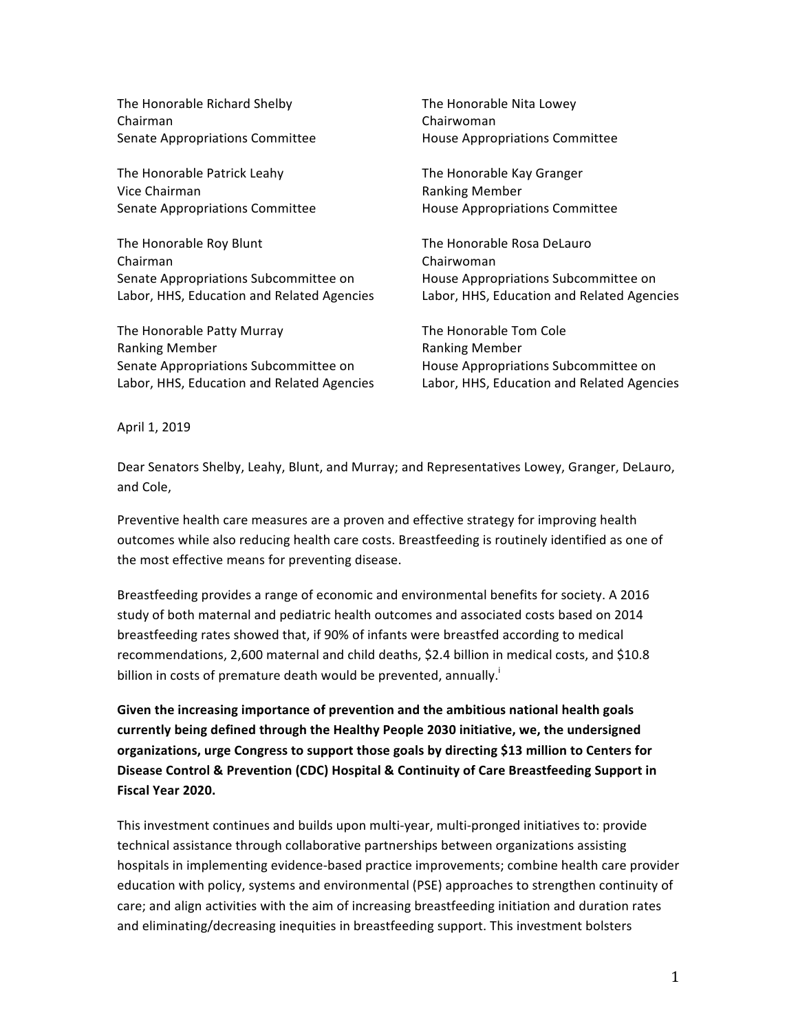The Honorable Richard Shelby
Chairman
Senate Appropriations Committee

The Honorable Patrick Leahy
Vice Chairman
Senate Appropriations Committee

The Honorable Roy Blunt
Chairman
Senate Appropriations Subcommittee on Labor, HHS, Education and Related Agencies

The Honorable Patty Murray
Ranking Member
Senate Appropriations Subcommittee on Labor, HHS, Education and Related Agencies

The Honorable Nita Lowey
Chairwoman
House Appropriations Committee

The Honorable Kay Granger
Ranking Member
House Appropriations Committee

The Honorable Rosa DeLauro
Chairwoman
House Appropriations Subcommittee on Labor, HHS, Education and Related Agencies

The Honorable Tom Cole
Ranking Member
House Appropriations Subcommittee on Labor, HHS, Education and Related Agencies

April 1, 2019

Dear Senators Shelby, Leahy, Blunt, and Murray; and Representatives Lowey, Granger, DeLauro, and Cole,

Preventive health care measures are a proven and effective strategy for improving health outcomes while also reducing health care costs. Breastfeeding is routinely identified as one of the most effective means for preventing disease.

Breastfeeding provides a range of economic and environmental benefits for society. A 2016 study of both maternal and pediatric health outcomes and associated costs based on 2014 breastfeeding rates showed that, if 90% of infants were breastfed according to medical recommendations, 2,600 maternal and child deaths, $2.4 billion in medical costs, and $10.8 billion in costs of premature death would be prevented, annually.[i]

**Given the increasing importance of prevention and the ambitious national health goals currently being defined through the Healthy People 2030 initiative, we, the undersigned organizations, urge Congress to support those goals by directing $13 million to Centers for Disease Control & Prevention (CDC) Hospital & Continuity of Care Breastfeeding Support in Fiscal Year 2020.**

This investment continues and builds upon multi-year, multi-pronged initiatives to: provide technical assistance through collaborative partnerships between organizations assisting hospitals in implementing evidence-based practice improvements; combine health care provider education with policy, systems and environmental (PSE) approaches to strengthen continuity of care; and align activities with the aim of increasing breastfeeding initiation and duration rates and eliminating/decreasing inequities in breastfeeding support. This investment bolsters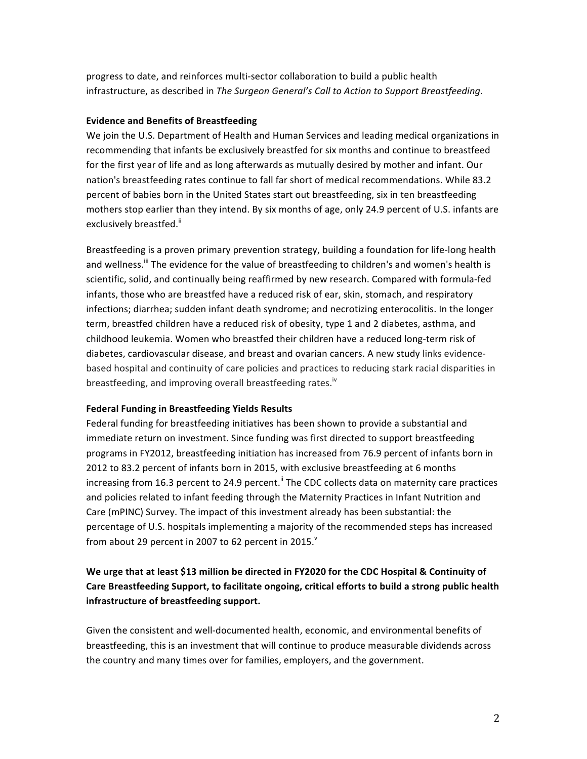progress to date, and reinforces multi-sector collaboration to build a public health infrastructure, as described in *The Surgeon General's Call to Action to Support Breastfeeding*.

**Evidence and Benefits of Breastfeeding**

We join the U.S. Department of Health and Human Services and leading medical organizations in recommending that infants be exclusively breastfed for six months and continue to breastfeed for the first year of life and as long afterwards as mutually desired by mother and infant. Our nation's breastfeeding rates continue to fall far short of medical recommendations. While 83.2 percent of babies born in the United States start out breastfeeding, six in ten breastfeeding mothers stop earlier than they intend. By six months of age, only 24.9 percent of U.S. infants are exclusively breastfed.[ii]

Breastfeeding is a proven primary prevention strategy, building a foundation for life-long health and wellness.[iii] The evidence for the value of breastfeeding to children's and women's health is scientific, solid, and continually being reaffirmed by new research. Compared with formula-fed infants, those who are breastfed have a reduced risk of ear, skin, stomach, and respiratory infections; diarrhea; sudden infant death syndrome; and necrotizing enterocolitis. In the longer term, breastfed children have a reduced risk of obesity, type 1 and 2 diabetes, asthma, and childhood leukemia. Women who breastfed their children have a reduced long-term risk of diabetes, cardiovascular disease, and breast and ovarian cancers. A new study links evidence-based hospital and continuity of care policies and practices to reducing stark racial disparities in breastfeeding, and improving overall breastfeeding rates.[iv]

**Federal Funding in Breastfeeding Yields Results**

Federal funding for breastfeeding initiatives has been shown to provide a substantial and immediate return on investment. Since funding was first directed to support breastfeeding programs in FY2012, breastfeeding initiation has increased from 76.9 percent of infants born in 2012 to 83.2 percent of infants born in 2015, with exclusive breastfeeding at 6 months increasing from 16.3 percent to 24.9 percent.[ii] The CDC collects data on maternity care practices and policies related to infant feeding through the Maternity Practices in Infant Nutrition and Care (mPINC) Survey. The impact of this investment already has been substantial: the percentage of U.S. hospitals implementing a majority of the recommended steps has increased from about 29 percent in 2007 to 62 percent in 2015.[v]

**We urge that at least $13 million be directed in FY2020 for the CDC Hospital & Continuity of Care Breastfeeding Support, to facilitate ongoing, critical efforts to build a strong public health infrastructure of breastfeeding support.**

Given the consistent and well-documented health, economic, and environmental benefits of breastfeeding, this is an investment that will continue to produce measurable dividends across the country and many times over for families, employers, and the government.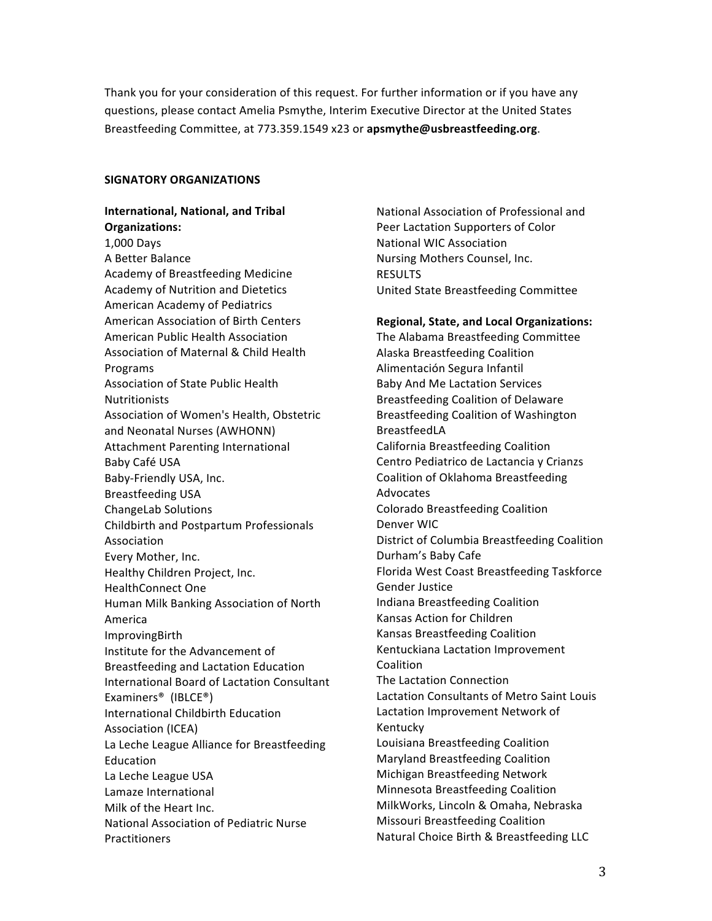Thank you for your consideration of this request. For further information or if you have any questions, please contact Amelia Psmythe, Interim Executive Director at the United States Breastfeeding Committee, at 773.359.1549 x23 or **apsmythe@usbreastfeeding.org**.

**SIGNATORY ORGANIZATIONS**

**International, National, and Tribal Organizations:**

1,000 Days
A Better Balance
Academy of Breastfeeding Medicine
Academy of Nutrition and Dietetics
American Academy of Pediatrics
American Association of Birth Centers
American Public Health Association
Association of Maternal & Child Health Programs
Association of State Public Health Nutritionists
Association of Women's Health, Obstetric and Neonatal Nurses (AWHONN)
Attachment Parenting International
Baby Café USA
Baby-Friendly USA, Inc.
Breastfeeding USA
ChangeLab Solutions
Childbirth and Postpartum Professionals Association
Every Mother, Inc.
Healthy Children Project, Inc.
HealthConnect One
Human Milk Banking Association of North America
ImprovingBirth
Institute for the Advancement of Breastfeeding and Lactation Education
International Board of Lactation Consultant Examiners® (IBLCE®)
International Childbirth Education Association (ICEA)
La Leche League Alliance for Breastfeeding Education
La Leche League USA
Lamaze International
Milk of the Heart Inc.
National Association of Pediatric Nurse Practitioners
National Association of Professional and Peer Lactation Supporters of Color
National WIC Association
Nursing Mothers Counsel, Inc.
RESULTS
United State Breastfeeding Committee

**Regional, State, and Local Organizations:**

The Alabama Breastfeeding Committee
Alaska Breastfeeding Coalition
Alimentación Segura Infantil
Baby And Me Lactation Services
Breastfeeding Coalition of Delaware
Breastfeeding Coalition of Washington
BreastfeedLA
California Breastfeeding Coalition
Centro Pediatrico de Lactancia y Crianzs
Coalition of Oklahoma Breastfeeding Advocates
Colorado Breastfeeding Coalition
Denver WIC
District of Columbia Breastfeeding Coalition
Durham's Baby Cafe
Florida West Coast Breastfeeding Taskforce
Gender Justice
Indiana Breastfeeding Coalition
Kansas Action for Children
Kansas Breastfeeding Coalition
Kentuckiana Lactation Improvement Coalition
The Lactation Connection
Lactation Consultants of Metro Saint Louis
Lactation Improvement Network of Kentucky
Louisiana Breastfeeding Coalition
Maryland Breastfeeding Coalition
Michigan Breastfeeding Network
Minnesota Breastfeeding Coalition
MilkWorks, Lincoln & Omaha, Nebraska
Missouri Breastfeeding Coalition
Natural Choice Birth & Breastfeeding LLC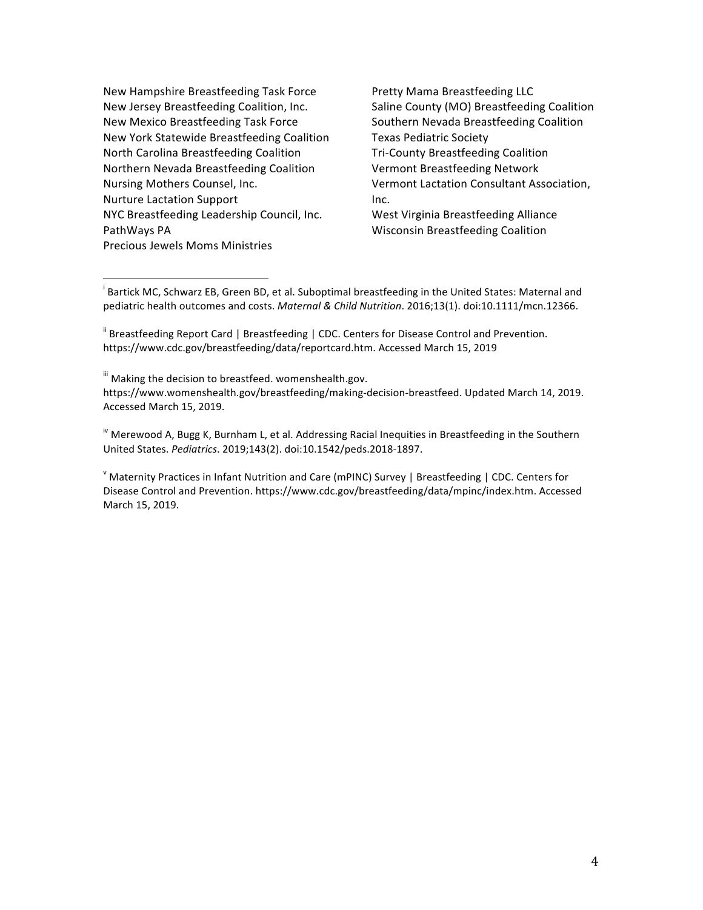New Hampshire Breastfeeding Task Force
New Jersey Breastfeeding Coalition, Inc.
New Mexico Breastfeeding Task Force
New York Statewide Breastfeeding Coalition
North Carolina Breastfeeding Coalition
Northern Nevada Breastfeeding Coalition
Nursing Mothers Counsel, Inc.
Nurture Lactation Support
NYC Breastfeeding Leadership Council, Inc.
PathWays PA
Precious Jewels Moms Ministries
Pretty Mama Breastfeeding LLC
Saline County (MO) Breastfeeding Coalition
Southern Nevada Breastfeeding Coalition
Texas Pediatric Society
Tri-County Breastfeeding Coalition
Vermont Breastfeeding Network
Vermont Lactation Consultant Association, Inc.
West Virginia Breastfeeding Alliance
Wisconsin Breastfeeding Coalition

---

[i] Bartick MC, Schwarz EB, Green BD, et al. Suboptimal breastfeeding in the United States: Maternal and pediatric health outcomes and costs. *Maternal & Child Nutrition*. 2016;13(1). doi:10.1111/mcn.12366.

[ii] Breastfeeding Report Card | Breastfeeding | CDC. Centers for Disease Control and Prevention. https://www.cdc.gov/breastfeeding/data/reportcard.htm. Accessed March 15, 2019

[iii] Making the decision to breastfeed. womenshealth.gov. https://www.womenshealth.gov/breastfeeding/making-decision-breastfeed. Updated March 14, 2019. Accessed March 15, 2019.

[iv] Merewood A, Bugg K, Burnham L, et al. Addressing Racial Inequities in Breastfeeding in the Southern United States. *Pediatrics*. 2019;143(2). doi:10.1542/peds.2018-1897.

[v] Maternity Practices in Infant Nutrition and Care (mPINC) Survey | Breastfeeding | CDC. Centers for Disease Control and Prevention. https://www.cdc.gov/breastfeeding/data/mpinc/index.htm. Accessed March 15, 2019.